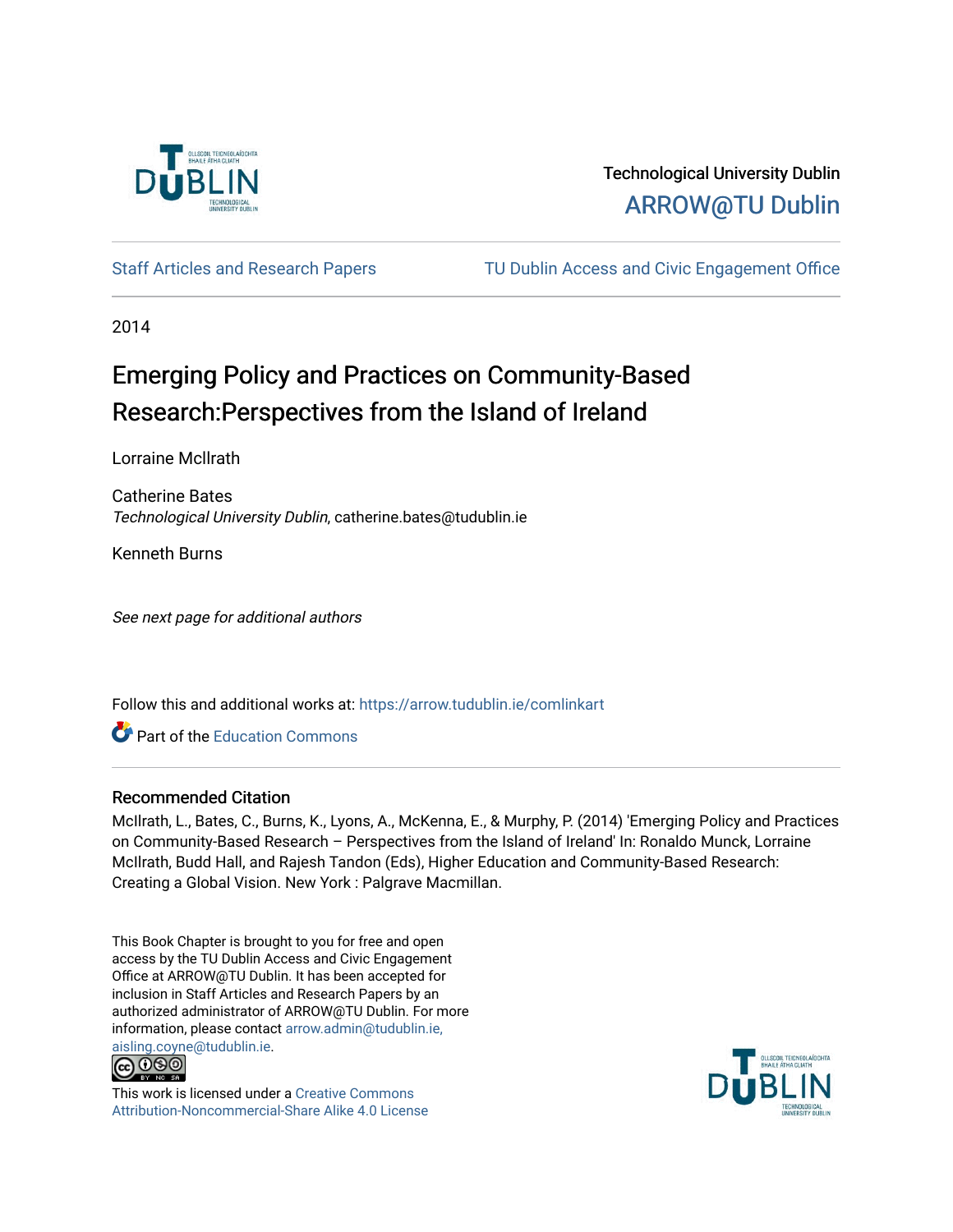Technological University Dublin

ARROW@TU Dublin

Staff Articles and Research Papers

TU Dublin Access and Civic Engagement Office

2014

# Emerging Policy and Practices on Community-Based Research:Perspectives from the Island of Ireland

Lorraine McIlrath

Catherine Bates
*Technological University Dublin*, catherine.bates@tudublin.ie

Kenneth Burns

*See next page for additional authors*

Follow this and additional works at: https://arrow.tudublin.ie/comlinkart

Part of the Education Commons

## Recommended Citation

McIlrath, L., Bates, C., Burns, K., Lyons, A., McKenna, E., & Murphy, P. (2014) 'Emerging Policy and Practices on Community-Based Research – Perspectives from the Island of Ireland' In: Ronaldo Munck, Lorraine McIlrath, Budd Hall, and Rajesh Tandon (Eds), Higher Education and Community-Based Research: Creating a Global Vision. New York : Palgrave Macmillan.

This Book Chapter is brought to you for free and open access by the TU Dublin Access and Civic Engagement Office at ARROW@TU Dublin. It has been accepted for inclusion in Staff Articles and Research Papers by an authorized administrator of ARROW@TU Dublin. For more information, please contact arrow.admin@tudublin.ie, aisling.coyne@tudublin.ie.

This work is licensed under a Creative Commons Attribution-Noncommercial-Share Alike 4.0 License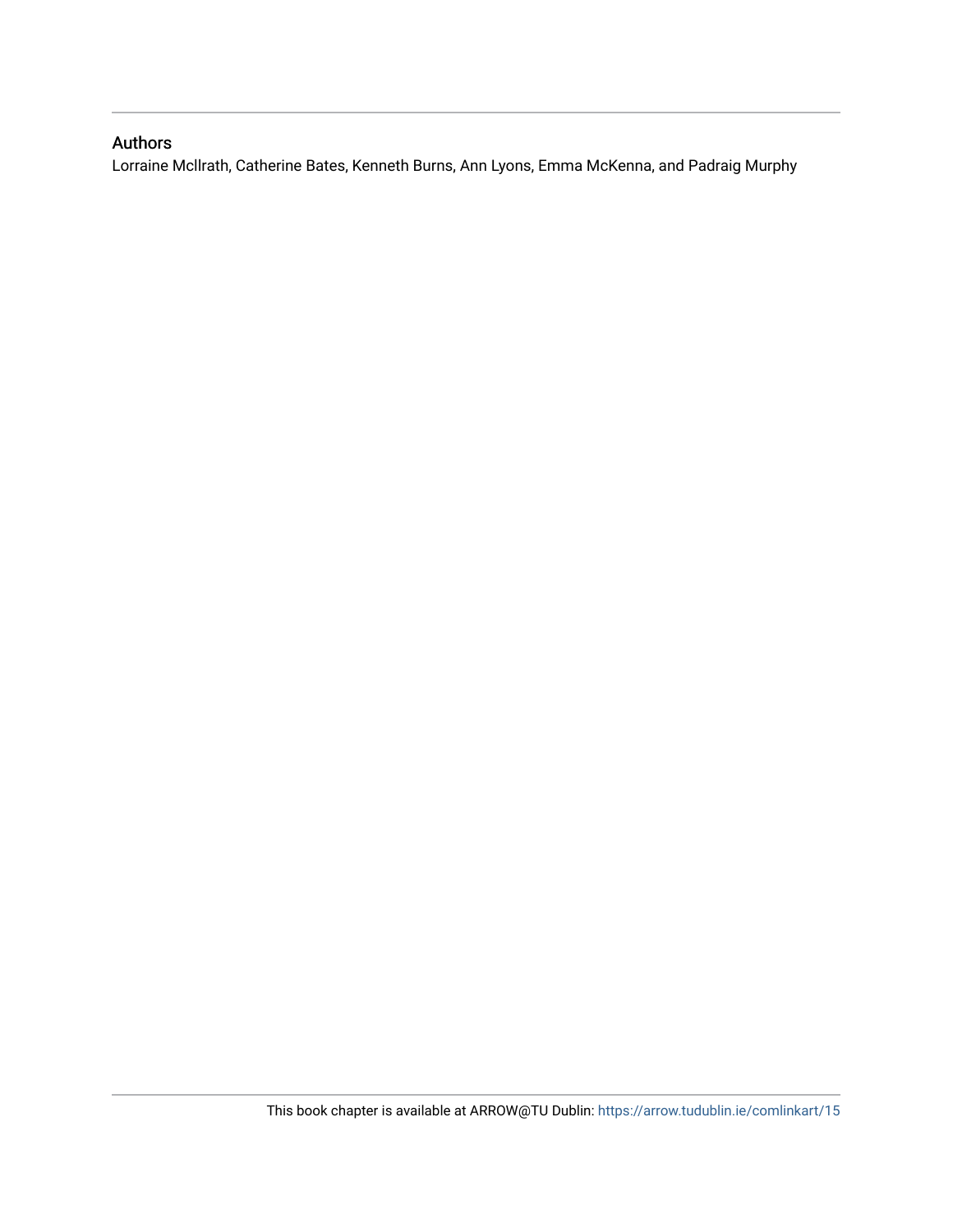## Authors

Lorraine McIlrath, Catherine Bates, Kenneth Burns, Ann Lyons, Emma McKenna, and Padraig Murphy

This book chapter is available at ARROW@TU Dublin: https://arrow.tudublin.ie/comlinkart/15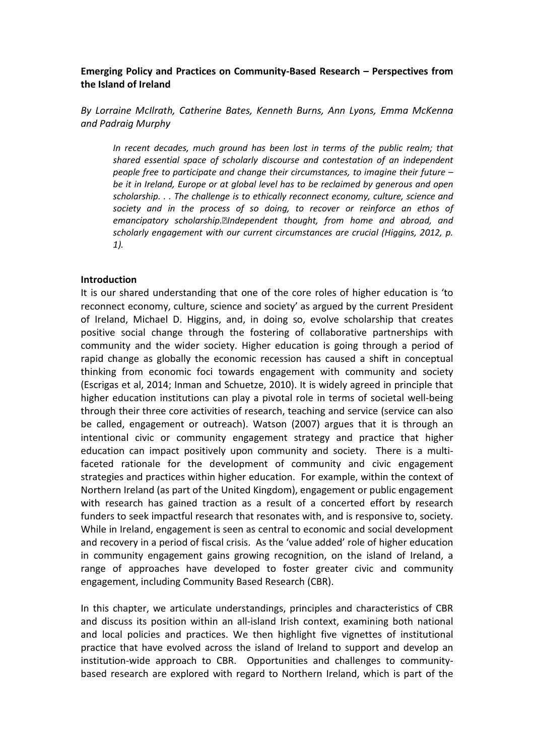**Emerging Policy and Practices on Community-Based Research – Perspectives from the Island of Ireland**

*By Lorraine McIlrath, Catherine Bates, Kenneth Burns, Ann Lyons, Emma McKenna and Padraig Murphy*

> *In recent decades, much ground has been lost in terms of the public realm; that shared essential space of scholarly discourse and contestation of an independent people free to participate and change their circumstances, to imagine their future – be it in Ireland, Europe or at global level has to be reclaimed by generous and open scholarship. . . The challenge is to ethically reconnect economy, culture, science and society and in the process of so doing, to recover or reinforce an ethos of emancipatory scholarship.Independent thought, from home and abroad, and scholarly engagement with our current circumstances are crucial (Higgins, 2012, p. 1).*

**Introduction**

It is our shared understanding that one of the core roles of higher education is 'to reconnect economy, culture, science and society' as argued by the current President of Ireland, Michael D. Higgins, and, in doing so, evolve scholarship that creates positive social change through the fostering of collaborative partnerships with community and the wider society. Higher education is going through a period of rapid change as globally the economic recession has caused a shift in conceptual thinking from economic foci towards engagement with community and society (Escrigas et al, 2014; Inman and Schuetze, 2010). It is widely agreed in principle that higher education institutions can play a pivotal role in terms of societal well-being through their three core activities of research, teaching and service (service can also be called, engagement or outreach). Watson (2007) argues that it is through an intentional civic or community engagement strategy and practice that higher education can impact positively upon community and society. There is a multi-faceted rationale for the development of community and civic engagement strategies and practices within higher education. For example, within the context of Northern Ireland (as part of the United Kingdom), engagement or public engagement with research has gained traction as a result of a concerted effort by research funders to seek impactful research that resonates with, and is responsive to, society. While in Ireland, engagement is seen as central to economic and social development and recovery in a period of fiscal crisis. As the 'value added' role of higher education in community engagement gains growing recognition, on the island of Ireland, a range of approaches have developed to foster greater civic and community engagement, including Community Based Research (CBR).

In this chapter, we articulate understandings, principles and characteristics of CBR and discuss its position within an all-island Irish context, examining both national and local policies and practices. We then highlight five vignettes of institutional practice that have evolved across the island of Ireland to support and develop an institution-wide approach to CBR. Opportunities and challenges to community-based research are explored with regard to Northern Ireland, which is part of the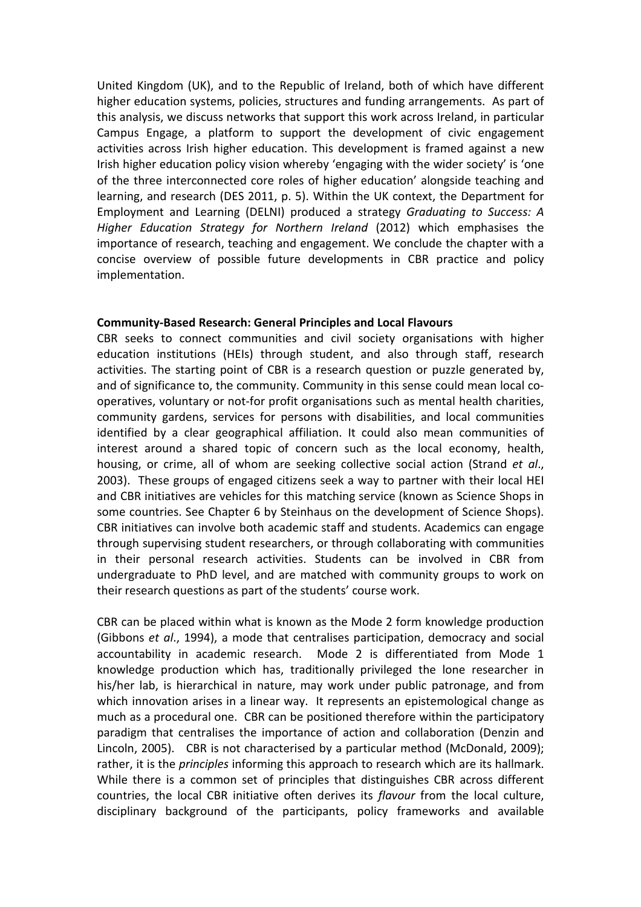United Kingdom (UK), and to the Republic of Ireland, both of which have different higher education systems, policies, structures and funding arrangements. As part of this analysis, we discuss networks that support this work across Ireland, in particular Campus Engage, a platform to support the development of civic engagement activities across Irish higher education. This development is framed against a new Irish higher education policy vision whereby 'engaging with the wider society' is 'one of the three interconnected core roles of higher education' alongside teaching and learning, and research (DES 2011, p. 5). Within the UK context, the Department for Employment and Learning (DELNI) produced a strategy *Graduating to Success: A Higher Education Strategy for Northern Ireland* (2012) which emphasises the importance of research, teaching and engagement. We conclude the chapter with a concise overview of possible future developments in CBR practice and policy implementation.

**Community-Based Research: General Principles and Local Flavours**

CBR seeks to connect communities and civil society organisations with higher education institutions (HEIs) through student, and also through staff, research activities. The starting point of CBR is a research question or puzzle generated by, and of significance to, the community. Community in this sense could mean local co-operatives, voluntary or not-for profit organisations such as mental health charities, community gardens, services for persons with disabilities, and local communities identified by a clear geographical affiliation. It could also mean communities of interest around a shared topic of concern such as the local economy, health, housing, or crime, all of whom are seeking collective social action (Strand *et al*., 2003). These groups of engaged citizens seek a way to partner with their local HEI and CBR initiatives are vehicles for this matching service (known as Science Shops in some countries. See Chapter 6 by Steinhaus on the development of Science Shops). CBR initiatives can involve both academic staff and students. Academics can engage through supervising student researchers, or through collaborating with communities in their personal research activities. Students can be involved in CBR from undergraduate to PhD level, and are matched with community groups to work on their research questions as part of the students' course work.

CBR can be placed within what is known as the Mode 2 form knowledge production (Gibbons *et al*., 1994), a mode that centralises participation, democracy and social accountability in academic research. Mode 2 is differentiated from Mode 1 knowledge production which has, traditionally privileged the lone researcher in his/her lab, is hierarchical in nature, may work under public patronage, and from which innovation arises in a linear way. It represents an epistemological change as much as a procedural one. CBR can be positioned therefore within the participatory paradigm that centralises the importance of action and collaboration (Denzin and Lincoln, 2005). CBR is not characterised by a particular method (McDonald, 2009); rather, it is the *principles* informing this approach to research which are its hallmark. While there is a common set of principles that distinguishes CBR across different countries, the local CBR initiative often derives its *flavour* from the local culture, disciplinary background of the participants, policy frameworks and available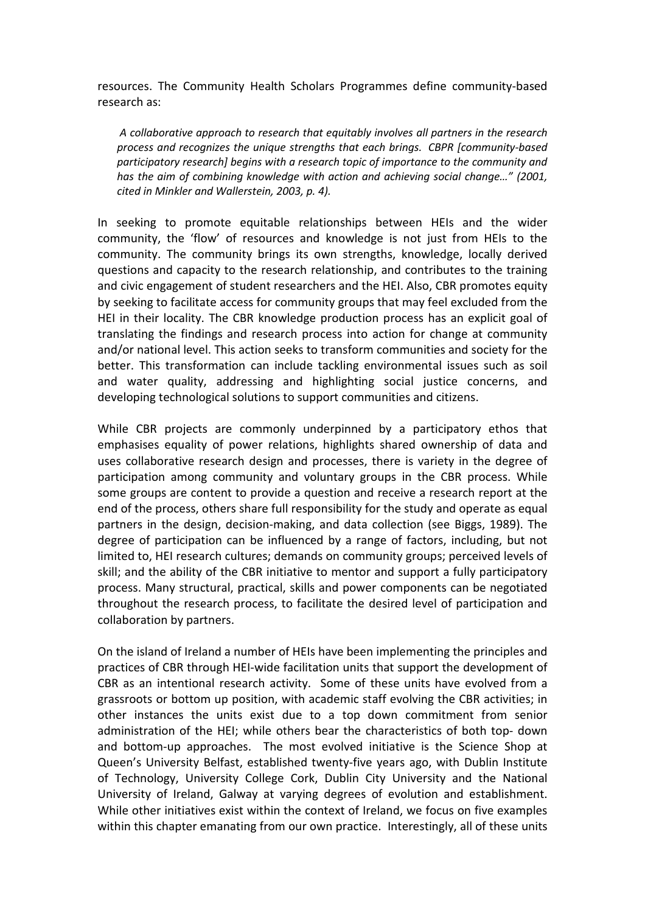resources. The Community Health Scholars Programmes define community-based research as:

> *A collaborative approach to research that equitably involves all partners in the research process and recognizes the unique strengths that each brings. CBPR [community-based participatory research] begins with a research topic of importance to the community and has the aim of combining knowledge with action and achieving social change…" (2001, cited in Minkler and Wallerstein, 2003, p. 4).*

In seeking to promote equitable relationships between HEIs and the wider community, the 'flow' of resources and knowledge is not just from HEIs to the community. The community brings its own strengths, knowledge, locally derived questions and capacity to the research relationship, and contributes to the training and civic engagement of student researchers and the HEI. Also, CBR promotes equity by seeking to facilitate access for community groups that may feel excluded from the HEI in their locality. The CBR knowledge production process has an explicit goal of translating the findings and research process into action for change at community and/or national level. This action seeks to transform communities and society for the better. This transformation can include tackling environmental issues such as soil and water quality, addressing and highlighting social justice concerns, and developing technological solutions to support communities and citizens.

While CBR projects are commonly underpinned by a participatory ethos that emphasises equality of power relations, highlights shared ownership of data and uses collaborative research design and processes, there is variety in the degree of participation among community and voluntary groups in the CBR process. While some groups are content to provide a question and receive a research report at the end of the process, others share full responsibility for the study and operate as equal partners in the design, decision-making, and data collection (see Biggs, 1989). The degree of participation can be influenced by a range of factors, including, but not limited to, HEI research cultures; demands on community groups; perceived levels of skill; and the ability of the CBR initiative to mentor and support a fully participatory process. Many structural, practical, skills and power components can be negotiated throughout the research process, to facilitate the desired level of participation and collaboration by partners.

On the island of Ireland a number of HEIs have been implementing the principles and practices of CBR through HEI-wide facilitation units that support the development of CBR as an intentional research activity. Some of these units have evolved from a grassroots or bottom up position, with academic staff evolving the CBR activities; in other instances the units exist due to a top down commitment from senior administration of the HEI; while others bear the characteristics of both top- down and bottom-up approaches. The most evolved initiative is the Science Shop at Queen's University Belfast, established twenty-five years ago, with Dublin Institute of Technology, University College Cork, Dublin City University and the National University of Ireland, Galway at varying degrees of evolution and establishment. While other initiatives exist within the context of Ireland, we focus on five examples within this chapter emanating from our own practice. Interestingly, all of these units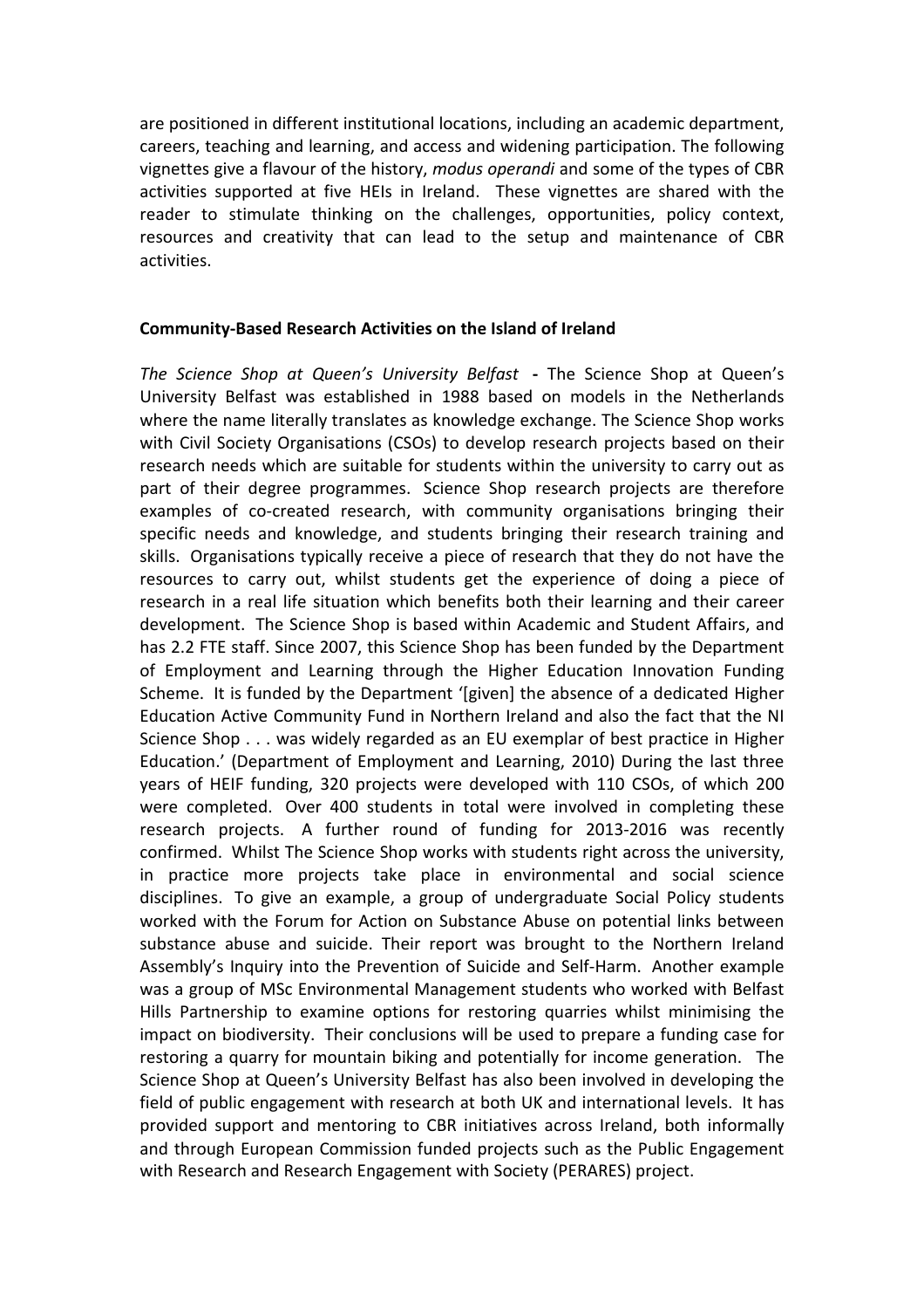are positioned in different institutional locations, including an academic department, careers, teaching and learning, and access and widening participation. The following vignettes give a flavour of the history, *modus operandi* and some of the types of CBR activities supported at five HEIs in Ireland. These vignettes are shared with the reader to stimulate thinking on the challenges, opportunities, policy context, resources and creativity that can lead to the setup and maintenance of CBR activities.

**Community-Based Research Activities on the Island of Ireland**

*The Science Shop at Queen's University Belfast* **-** The Science Shop at Queen's University Belfast was established in 1988 based on models in the Netherlands where the name literally translates as knowledge exchange. The Science Shop works with Civil Society Organisations (CSOs) to develop research projects based on their research needs which are suitable for students within the university to carry out as part of their degree programmes. Science Shop research projects are therefore examples of co-created research, with community organisations bringing their specific needs and knowledge, and students bringing their research training and skills. Organisations typically receive a piece of research that they do not have the resources to carry out, whilst students get the experience of doing a piece of research in a real life situation which benefits both their learning and their career development. The Science Shop is based within Academic and Student Affairs, and has 2.2 FTE staff. Since 2007, this Science Shop has been funded by the Department of Employment and Learning through the Higher Education Innovation Funding Scheme. It is funded by the Department '[given] the absence of a dedicated Higher Education Active Community Fund in Northern Ireland and also the fact that the NI Science Shop . . . was widely regarded as an EU exemplar of best practice in Higher Education.' (Department of Employment and Learning, 2010) During the last three years of HEIF funding, 320 projects were developed with 110 CSOs, of which 200 were completed. Over 400 students in total were involved in completing these research projects. A further round of funding for 2013-2016 was recently confirmed. Whilst The Science Shop works with students right across the university, in practice more projects take place in environmental and social science disciplines. To give an example, a group of undergraduate Social Policy students worked with the Forum for Action on Substance Abuse on potential links between substance abuse and suicide. Their report was brought to the Northern Ireland Assembly's Inquiry into the Prevention of Suicide and Self-Harm. Another example was a group of MSc Environmental Management students who worked with Belfast Hills Partnership to examine options for restoring quarries whilst minimising the impact on biodiversity. Their conclusions will be used to prepare a funding case for restoring a quarry for mountain biking and potentially for income generation. The Science Shop at Queen's University Belfast has also been involved in developing the field of public engagement with research at both UK and international levels. It has provided support and mentoring to CBR initiatives across Ireland, both informally and through European Commission funded projects such as the Public Engagement with Research and Research Engagement with Society (PERARES) project.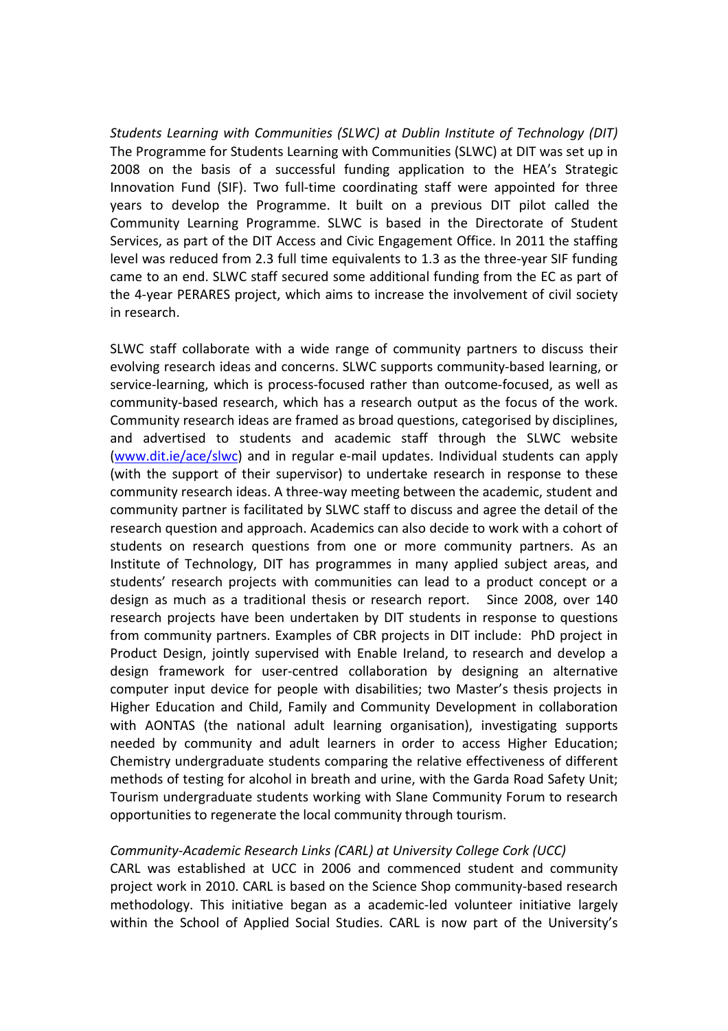*Students Learning with Communities (SLWC) at Dublin Institute of Technology (DIT)*
The Programme for Students Learning with Communities (SLWC) at DIT was set up in 2008 on the basis of a successful funding application to the HEA's Strategic Innovation Fund (SIF). Two full-time coordinating staff were appointed for three years to develop the Programme. It built on a previous DIT pilot called the Community Learning Programme. SLWC is based in the Directorate of Student Services, as part of the DIT Access and Civic Engagement Office. In 2011 the staffing level was reduced from 2.3 full time equivalents to 1.3 as the three-year SIF funding came to an end. SLWC staff secured some additional funding from the EC as part of the 4-year PERARES project, which aims to increase the involvement of civil society in research.

SLWC staff collaborate with a wide range of community partners to discuss their evolving research ideas and concerns. SLWC supports community-based learning, or service-learning, which is process-focused rather than outcome-focused, as well as community-based research, which has a research output as the focus of the work. Community research ideas are framed as broad questions, categorised by disciplines, and advertised to students and academic staff through the SLWC website (www.dit.ie/ace/slwc) and in regular e-mail updates. Individual students can apply (with the support of their supervisor) to undertake research in response to these community research ideas. A three-way meeting between the academic, student and community partner is facilitated by SLWC staff to discuss and agree the detail of the research question and approach. Academics can also decide to work with a cohort of students on research questions from one or more community partners. As an Institute of Technology, DIT has programmes in many applied subject areas, and students' research projects with communities can lead to a product concept or a design as much as a traditional thesis or research report. Since 2008, over 140 research projects have been undertaken by DIT students in response to questions from community partners. Examples of CBR projects in DIT include: PhD project in Product Design, jointly supervised with Enable Ireland, to research and develop a design framework for user-centred collaboration by designing an alternative computer input device for people with disabilities; two Master's thesis projects in Higher Education and Child, Family and Community Development in collaboration with AONTAS (the national adult learning organisation), investigating supports needed by community and adult learners in order to access Higher Education; Chemistry undergraduate students comparing the relative effectiveness of different methods of testing for alcohol in breath and urine, with the Garda Road Safety Unit; Tourism undergraduate students working with Slane Community Forum to research opportunities to regenerate the local community through tourism.

*Community-Academic Research Links (CARL) at University College Cork (UCC)*
CARL was established at UCC in 2006 and commenced student and community project work in 2010. CARL is based on the Science Shop community-based research methodology. This initiative began as a academic-led volunteer initiative largely within the School of Applied Social Studies. CARL is now part of the University's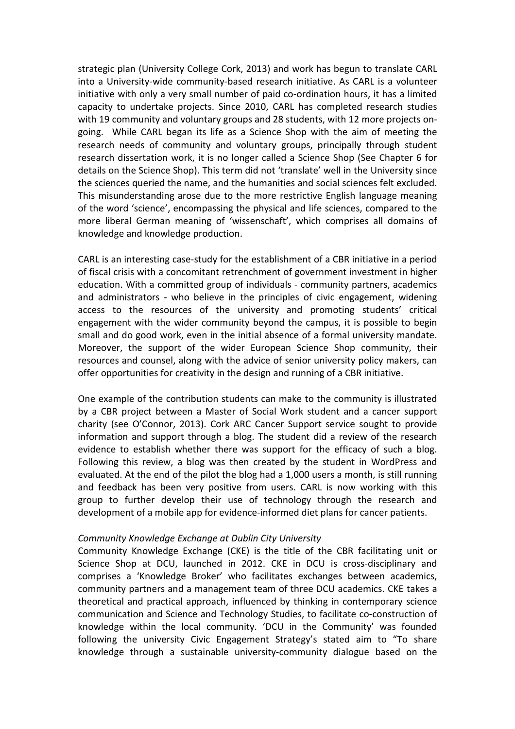strategic plan (University College Cork, 2013) and work has begun to translate CARL into a University-wide community-based research initiative. As CARL is a volunteer initiative with only a very small number of paid co-ordination hours, it has a limited capacity to undertake projects. Since 2010, CARL has completed research studies with 19 community and voluntary groups and 28 students, with 12 more projects on-going. While CARL began its life as a Science Shop with the aim of meeting the research needs of community and voluntary groups, principally through student research dissertation work, it is no longer called a Science Shop (See Chapter 6 for details on the Science Shop). This term did not 'translate' well in the University since the sciences queried the name, and the humanities and social sciences felt excluded. This misunderstanding arose due to the more restrictive English language meaning of the word 'science', encompassing the physical and life sciences, compared to the more liberal German meaning of 'wissenschaft', which comprises all domains of knowledge and knowledge production.

CARL is an interesting case-study for the establishment of a CBR initiative in a period of fiscal crisis with a concomitant retrenchment of government investment in higher education. With a committed group of individuals - community partners, academics and administrators - who believe in the principles of civic engagement, widening access to the resources of the university and promoting students' critical engagement with the wider community beyond the campus, it is possible to begin small and do good work, even in the initial absence of a formal university mandate. Moreover, the support of the wider European Science Shop community, their resources and counsel, along with the advice of senior university policy makers, can offer opportunities for creativity in the design and running of a CBR initiative.

One example of the contribution students can make to the community is illustrated by a CBR project between a Master of Social Work student and a cancer support charity (see O'Connor, 2013). Cork ARC Cancer Support service sought to provide information and support through a blog. The student did a review of the research evidence to establish whether there was support for the efficacy of such a blog. Following this review, a blog was then created by the student in WordPress and evaluated. At the end of the pilot the blog had a 1,000 users a month, is still running and feedback has been very positive from users. CARL is now working with this group to further develop their use of technology through the research and development of a mobile app for evidence-informed diet plans for cancer patients.

*Community Knowledge Exchange at Dublin City University*

Community Knowledge Exchange (CKE) is the title of the CBR facilitating unit or Science Shop at DCU, launched in 2012. CKE in DCU is cross-disciplinary and comprises a 'Knowledge Broker' who facilitates exchanges between academics, community partners and a management team of three DCU academics. CKE takes a theoretical and practical approach, influenced by thinking in contemporary science communication and Science and Technology Studies, to facilitate co-construction of knowledge within the local community. 'DCU in the Community' was founded following the university Civic Engagement Strategy's stated aim to "To share knowledge through a sustainable university-community dialogue based on the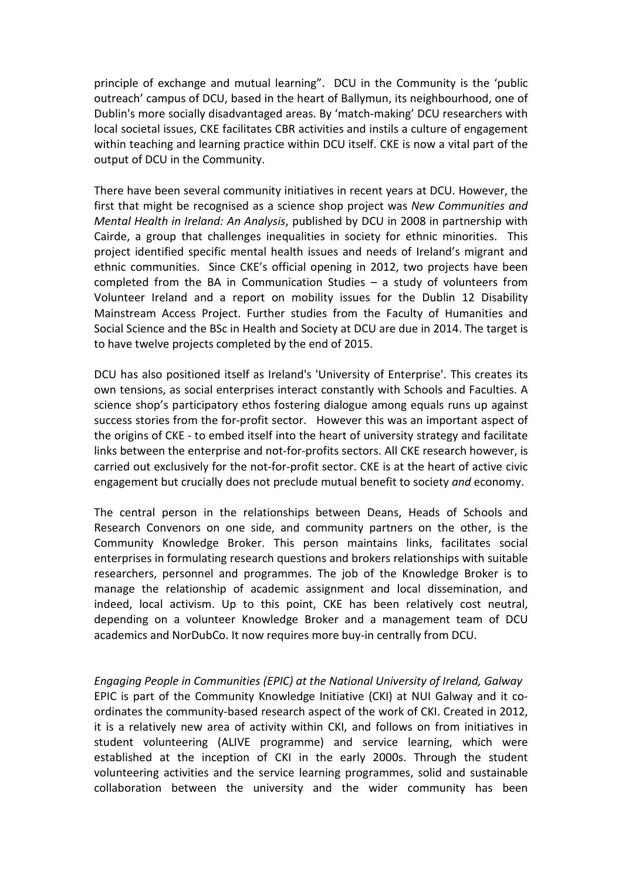principle of exchange and mutual learning". DCU in the Community is the 'public outreach' campus of DCU, based in the heart of Ballymun, its neighbourhood, one of Dublin's more socially disadvantaged areas. By 'match-making' DCU researchers with local societal issues, CKE facilitates CBR activities and instils a culture of engagement within teaching and learning practice within DCU itself. CKE is now a vital part of the output of DCU in the Community.

There have been several community initiatives in recent years at DCU. However, the first that might be recognised as a science shop project was *New Communities and Mental Health in Ireland: An Analysis*, published by DCU in 2008 in partnership with Cairde, a group that challenges inequalities in society for ethnic minorities. This project identified specific mental health issues and needs of Ireland's migrant and ethnic communities. Since CKE's official opening in 2012, two projects have been completed from the BA in Communication Studies – a study of volunteers from Volunteer Ireland and a report on mobility issues for the Dublin 12 Disability Mainstream Access Project. Further studies from the Faculty of Humanities and Social Science and the BSc in Health and Society at DCU are due in 2014. The target is to have twelve projects completed by the end of 2015.

DCU has also positioned itself as Ireland's 'University of Enterprise'. This creates its own tensions, as social enterprises interact constantly with Schools and Faculties. A science shop's participatory ethos fostering dialogue among equals runs up against success stories from the for-profit sector. However this was an important aspect of the origins of CKE - to embed itself into the heart of university strategy and facilitate links between the enterprise and not-for-profits sectors. All CKE research however, is carried out exclusively for the not-for-profit sector. CKE is at the heart of active civic engagement but crucially does not preclude mutual benefit to society *and* economy.

The central person in the relationships between Deans, Heads of Schools and Research Convenors on one side, and community partners on the other, is the Community Knowledge Broker. This person maintains links, facilitates social enterprises in formulating research questions and brokers relationships with suitable researchers, personnel and programmes. The job of the Knowledge Broker is to manage the relationship of academic assignment and local dissemination, and indeed, local activism. Up to this point, CKE has been relatively cost neutral, depending on a volunteer Knowledge Broker and a management team of DCU academics and NorDubCo. It now requires more buy-in centrally from DCU.

*Engaging People in Communities (EPIC) at the National University of Ireland, Galway*

EPIC is part of the Community Knowledge Initiative (CKI) at NUI Galway and it co-ordinates the community-based research aspect of the work of CKI. Created in 2012, it is a relatively new area of activity within CKI, and follows on from initiatives in student volunteering (ALIVE programme) and service learning, which were established at the inception of CKI in the early 2000s. Through the student volunteering activities and the service learning programmes, solid and sustainable collaboration between the university and the wider community has been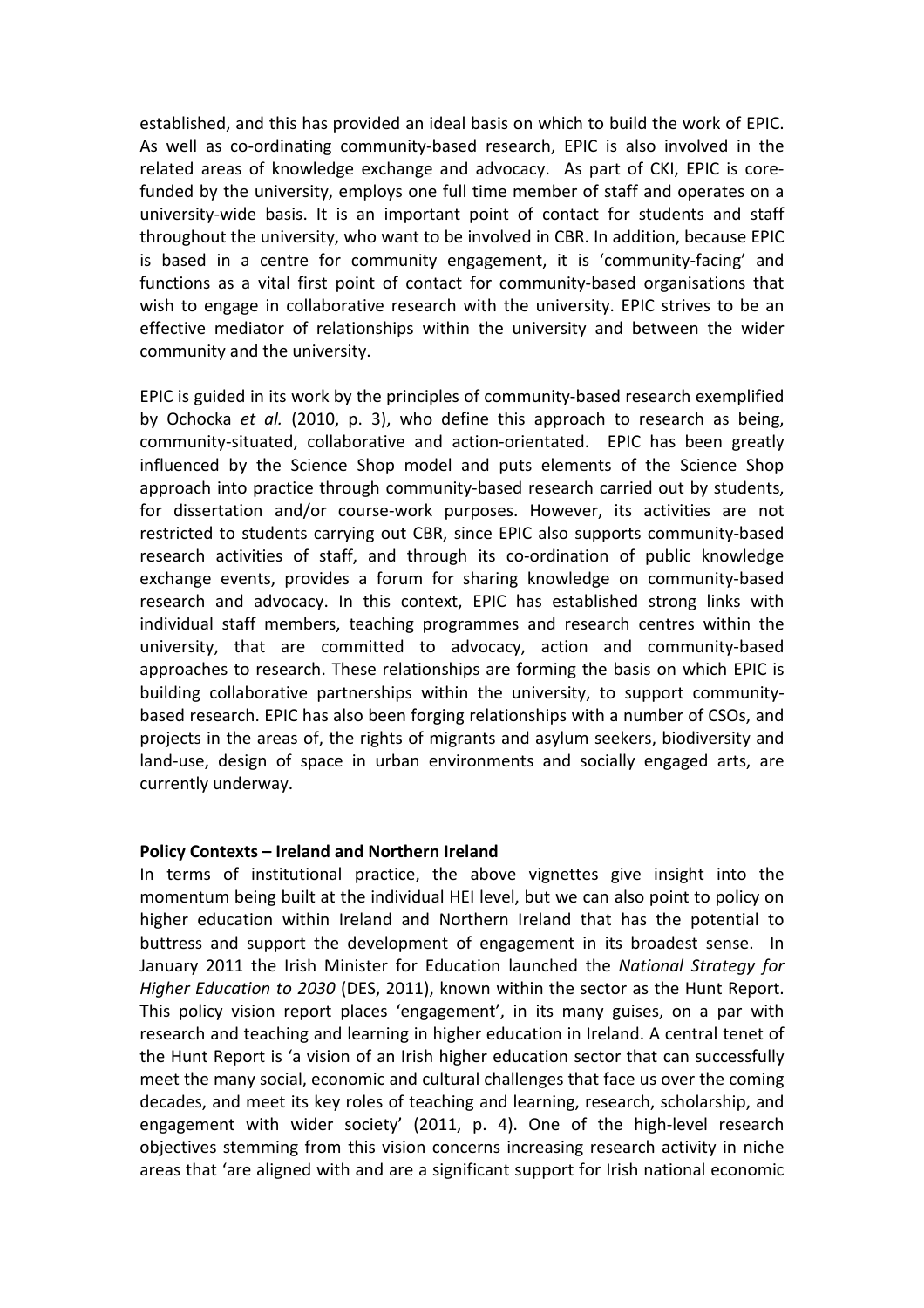established, and this has provided an ideal basis on which to build the work of EPIC. As well as co-ordinating community-based research, EPIC is also involved in the related areas of knowledge exchange and advocacy. As part of CKI, EPIC is core-funded by the university, employs one full time member of staff and operates on a university-wide basis. It is an important point of contact for students and staff throughout the university, who want to be involved in CBR. In addition, because EPIC is based in a centre for community engagement, it is 'community-facing' and functions as a vital first point of contact for community-based organisations that wish to engage in collaborative research with the university. EPIC strives to be an effective mediator of relationships within the university and between the wider community and the university.

EPIC is guided in its work by the principles of community-based research exemplified by Ochocka *et al.* (2010, p. 3), who define this approach to research as being, community-situated, collaborative and action-orientated. EPIC has been greatly influenced by the Science Shop model and puts elements of the Science Shop approach into practice through community-based research carried out by students, for dissertation and/or course-work purposes. However, its activities are not restricted to students carrying out CBR, since EPIC also supports community-based research activities of staff, and through its co-ordination of public knowledge exchange events, provides a forum for sharing knowledge on community-based research and advocacy. In this context, EPIC has established strong links with individual staff members, teaching programmes and research centres within the university, that are committed to advocacy, action and community-based approaches to research. These relationships are forming the basis on which EPIC is building collaborative partnerships within the university, to support community-based research. EPIC has also been forging relationships with a number of CSOs, and projects in the areas of, the rights of migrants and asylum seekers, biodiversity and land-use, design of space in urban environments and socially engaged arts, are currently underway.

**Policy Contexts – Ireland and Northern Ireland**

In terms of institutional practice, the above vignettes give insight into the momentum being built at the individual HEI level, but we can also point to policy on higher education within Ireland and Northern Ireland that has the potential to buttress and support the development of engagement in its broadest sense. In January 2011 the Irish Minister for Education launched the *National Strategy for Higher Education to 2030* (DES, 2011), known within the sector as the Hunt Report. This policy vision report places 'engagement', in its many guises, on a par with research and teaching and learning in higher education in Ireland. A central tenet of the Hunt Report is 'a vision of an Irish higher education sector that can successfully meet the many social, economic and cultural challenges that face us over the coming decades, and meet its key roles of teaching and learning, research, scholarship, and engagement with wider society' (2011, p. 4). One of the high-level research objectives stemming from this vision concerns increasing research activity in niche areas that 'are aligned with and are a significant support for Irish national economic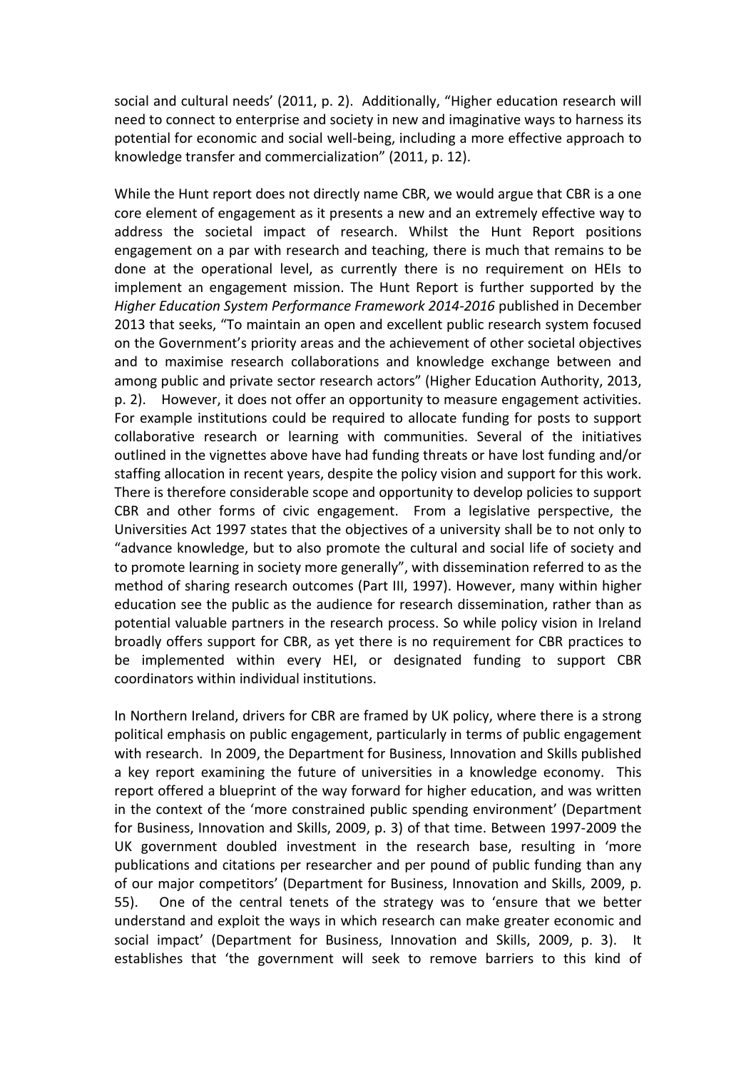social and cultural needs' (2011, p. 2). Additionally, "Higher education research will need to connect to enterprise and society in new and imaginative ways to harness its potential for economic and social well-being, including a more effective approach to knowledge transfer and commercialization" (2011, p. 12).

While the Hunt report does not directly name CBR, we would argue that CBR is a one core element of engagement as it presents a new and an extremely effective way to address the societal impact of research. Whilst the Hunt Report positions engagement on a par with research and teaching, there is much that remains to be done at the operational level, as currently there is no requirement on HEIs to implement an engagement mission. The Hunt Report is further supported by the *Higher Education System Performance Framework 2014-2016* published in December 2013 that seeks, "To maintain an open and excellent public research system focused on the Government's priority areas and the achievement of other societal objectives and to maximise research collaborations and knowledge exchange between and among public and private sector research actors" (Higher Education Authority, 2013, p. 2). However, it does not offer an opportunity to measure engagement activities. For example institutions could be required to allocate funding for posts to support collaborative research or learning with communities. Several of the initiatives outlined in the vignettes above have had funding threats or have lost funding and/or staffing allocation in recent years, despite the policy vision and support for this work. There is therefore considerable scope and opportunity to develop policies to support CBR and other forms of civic engagement. From a legislative perspective, the Universities Act 1997 states that the objectives of a university shall be to not only to "advance knowledge, but to also promote the cultural and social life of society and to promote learning in society more generally", with dissemination referred to as the method of sharing research outcomes (Part III, 1997). However, many within higher education see the public as the audience for research dissemination, rather than as potential valuable partners in the research process. So while policy vision in Ireland broadly offers support for CBR, as yet there is no requirement for CBR practices to be implemented within every HEI, or designated funding to support CBR coordinators within individual institutions.

In Northern Ireland, drivers for CBR are framed by UK policy, where there is a strong political emphasis on public engagement, particularly in terms of public engagement with research. In 2009, the Department for Business, Innovation and Skills published a key report examining the future of universities in a knowledge economy. This report offered a blueprint of the way forward for higher education, and was written in the context of the 'more constrained public spending environment' (Department for Business, Innovation and Skills, 2009, p. 3) of that time. Between 1997-2009 the UK government doubled investment in the research base, resulting in 'more publications and citations per researcher and per pound of public funding than any of our major competitors' (Department for Business, Innovation and Skills, 2009, p. 55). One of the central tenets of the strategy was to 'ensure that we better understand and exploit the ways in which research can make greater economic and social impact' (Department for Business, Innovation and Skills, 2009, p. 3). It establishes that 'the government will seek to remove barriers to this kind of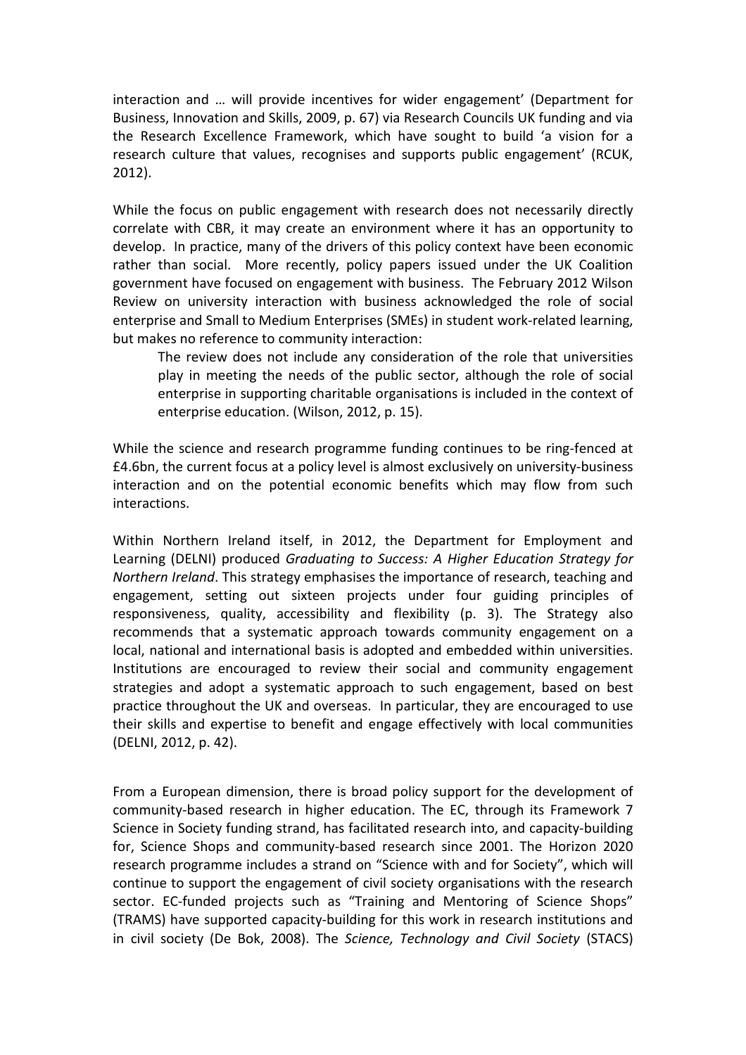interaction and … will provide incentives for wider engagement' (Department for Business, Innovation and Skills, 2009, p. 67) via Research Councils UK funding and via the Research Excellence Framework, which have sought to build 'a vision for a research culture that values, recognises and supports public engagement' (RCUK, 2012).

While the focus on public engagement with research does not necessarily directly correlate with CBR, it may create an environment where it has an opportunity to develop. In practice, many of the drivers of this policy context have been economic rather than social. More recently, policy papers issued under the UK Coalition government have focused on engagement with business. The February 2012 Wilson Review on university interaction with business acknowledged the role of social enterprise and Small to Medium Enterprises (SMEs) in student work-related learning, but makes no reference to community interaction:

> The review does not include any consideration of the role that universities play in meeting the needs of the public sector, although the role of social enterprise in supporting charitable organisations is included in the context of enterprise education. (Wilson, 2012, p. 15).

While the science and research programme funding continues to be ring-fenced at £4.6bn, the current focus at a policy level is almost exclusively on university-business interaction and on the potential economic benefits which may flow from such interactions.

Within Northern Ireland itself, in 2012, the Department for Employment and Learning (DELNI) produced *Graduating to Success: A Higher Education Strategy for Northern Ireland*. This strategy emphasises the importance of research, teaching and engagement, setting out sixteen projects under four guiding principles of responsiveness, quality, accessibility and flexibility (p. 3). The Strategy also recommends that a systematic approach towards community engagement on a local, national and international basis is adopted and embedded within universities. Institutions are encouraged to review their social and community engagement strategies and adopt a systematic approach to such engagement, based on best practice throughout the UK and overseas. In particular, they are encouraged to use their skills and expertise to benefit and engage effectively with local communities (DELNI, 2012, p. 42).

From a European dimension, there is broad policy support for the development of community-based research in higher education. The EC, through its Framework 7 Science in Society funding strand, has facilitated research into, and capacity-building for, Science Shops and community-based research since 2001. The Horizon 2020 research programme includes a strand on "Science with and for Society", which will continue to support the engagement of civil society organisations with the research sector. EC-funded projects such as "Training and Mentoring of Science Shops" (TRAMS) have supported capacity-building for this work in research institutions and in civil society (De Bok, 2008). The *Science, Technology and Civil Society* (STACS)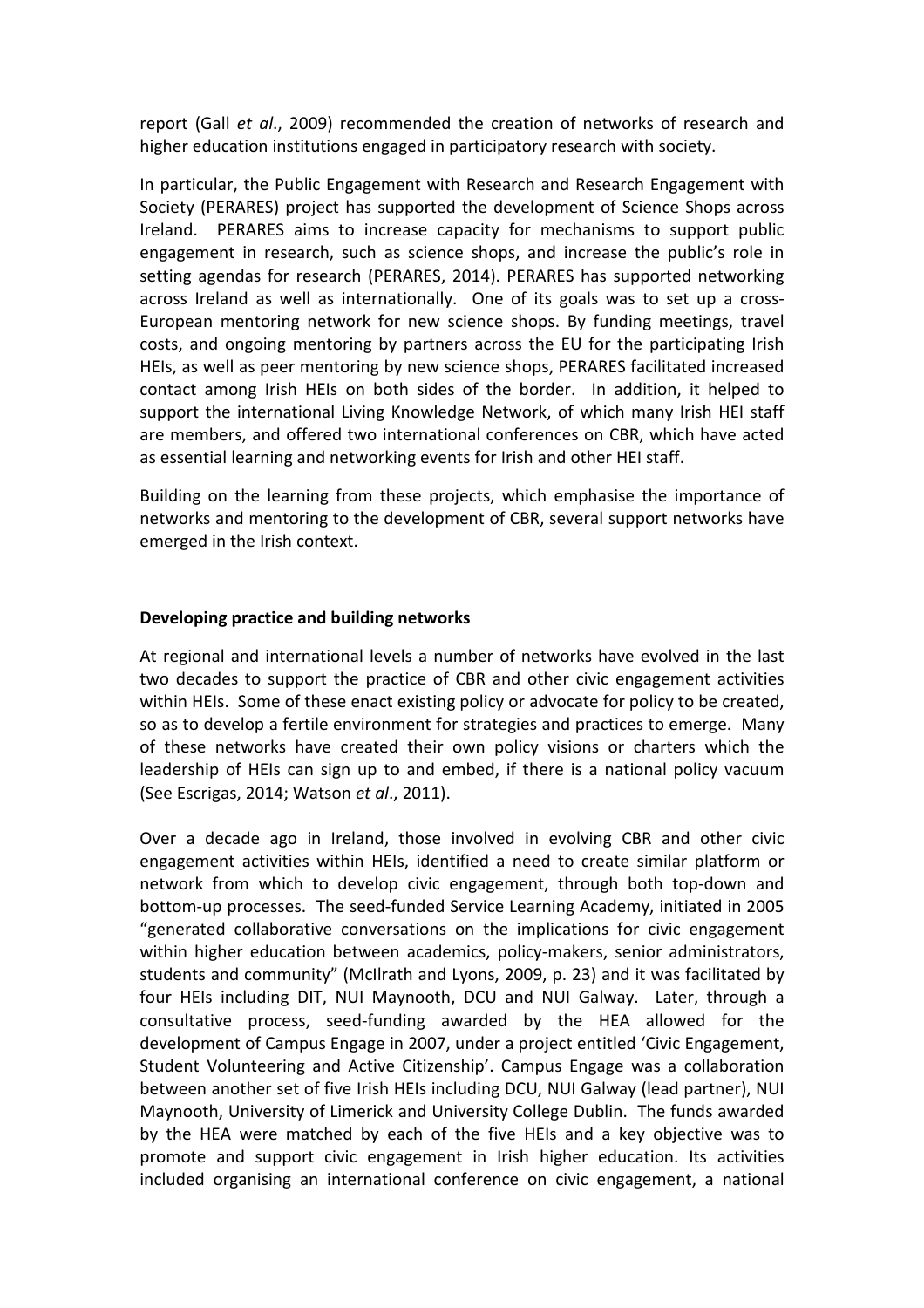report (Gall *et al*., 2009) recommended the creation of networks of research and higher education institutions engaged in participatory research with society.

In particular, the Public Engagement with Research and Research Engagement with Society (PERARES) project has supported the development of Science Shops across Ireland. PERARES aims to increase capacity for mechanisms to support public engagement in research, such as science shops, and increase the public's role in setting agendas for research (PERARES, 2014). PERARES has supported networking across Ireland as well as internationally. One of its goals was to set up a cross-European mentoring network for new science shops. By funding meetings, travel costs, and ongoing mentoring by partners across the EU for the participating Irish HEIs, as well as peer mentoring by new science shops, PERARES facilitated increased contact among Irish HEIs on both sides of the border. In addition, it helped to support the international Living Knowledge Network, of which many Irish HEI staff are members, and offered two international conferences on CBR, which have acted as essential learning and networking events for Irish and other HEI staff.

Building on the learning from these projects, which emphasise the importance of networks and mentoring to the development of CBR, several support networks have emerged in the Irish context.

**Developing practice and building networks**

At regional and international levels a number of networks have evolved in the last two decades to support the practice of CBR and other civic engagement activities within HEIs. Some of these enact existing policy or advocate for policy to be created, so as to develop a fertile environment for strategies and practices to emerge. Many of these networks have created their own policy visions or charters which the leadership of HEIs can sign up to and embed, if there is a national policy vacuum (See Escrigas, 2014; Watson *et al*., 2011).

Over a decade ago in Ireland, those involved in evolving CBR and other civic engagement activities within HEIs, identified a need to create similar platform or network from which to develop civic engagement, through both top-down and bottom-up processes. The seed-funded Service Learning Academy, initiated in 2005 "generated collaborative conversations on the implications for civic engagement within higher education between academics, policy-makers, senior administrators, students and community" (McIlrath and Lyons, 2009, p. 23) and it was facilitated by four HEIs including DIT, NUI Maynooth, DCU and NUI Galway. Later, through a consultative process, seed-funding awarded by the HEA allowed for the development of Campus Engage in 2007, under a project entitled 'Civic Engagement, Student Volunteering and Active Citizenship'. Campus Engage was a collaboration between another set of five Irish HEIs including DCU, NUI Galway (lead partner), NUI Maynooth, University of Limerick and University College Dublin. The funds awarded by the HEA were matched by each of the five HEIs and a key objective was to promote and support civic engagement in Irish higher education. Its activities included organising an international conference on civic engagement, a national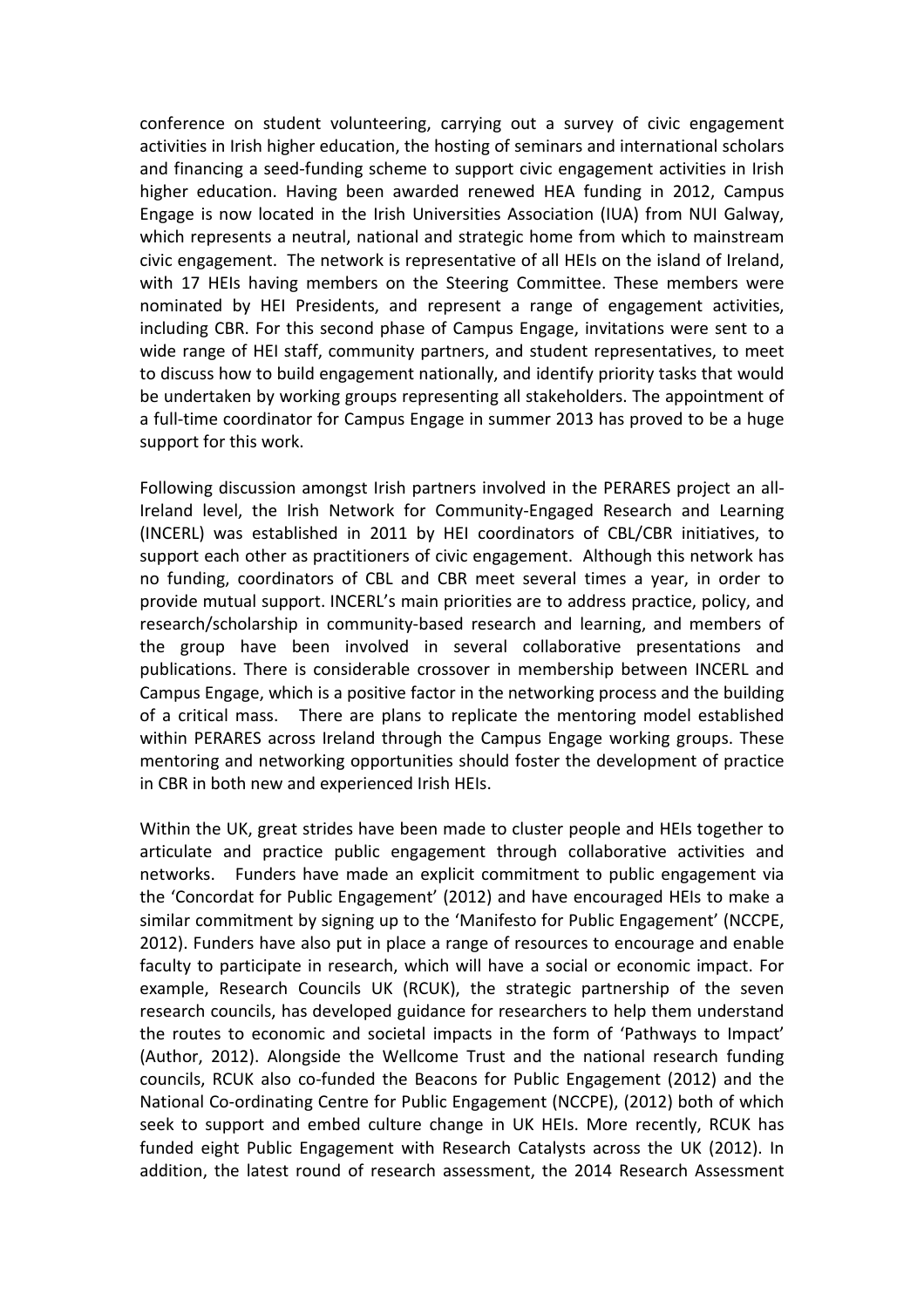conference on student volunteering, carrying out a survey of civic engagement activities in Irish higher education, the hosting of seminars and international scholars and financing a seed-funding scheme to support civic engagement activities in Irish higher education. Having been awarded renewed HEA funding in 2012, Campus Engage is now located in the Irish Universities Association (IUA) from NUI Galway, which represents a neutral, national and strategic home from which to mainstream civic engagement. The network is representative of all HEIs on the island of Ireland, with 17 HEIs having members on the Steering Committee. These members were nominated by HEI Presidents, and represent a range of engagement activities, including CBR. For this second phase of Campus Engage, invitations were sent to a wide range of HEI staff, community partners, and student representatives, to meet to discuss how to build engagement nationally, and identify priority tasks that would be undertaken by working groups representing all stakeholders. The appointment of a full-time coordinator for Campus Engage in summer 2013 has proved to be a huge support for this work.

Following discussion amongst Irish partners involved in the PERARES project an all-Ireland level, the Irish Network for Community-Engaged Research and Learning (INCERL) was established in 2011 by HEI coordinators of CBL/CBR initiatives, to support each other as practitioners of civic engagement. Although this network has no funding, coordinators of CBL and CBR meet several times a year, in order to provide mutual support. INCERL's main priorities are to address practice, policy, and research/scholarship in community-based research and learning, and members of the group have been involved in several collaborative presentations and publications. There is considerable crossover in membership between INCERL and Campus Engage, which is a positive factor in the networking process and the building of a critical mass. There are plans to replicate the mentoring model established within PERARES across Ireland through the Campus Engage working groups. These mentoring and networking opportunities should foster the development of practice in CBR in both new and experienced Irish HEIs.

Within the UK, great strides have been made to cluster people and HEIs together to articulate and practice public engagement through collaborative activities and networks. Funders have made an explicit commitment to public engagement via the 'Concordat for Public Engagement' (2012) and have encouraged HEIs to make a similar commitment by signing up to the 'Manifesto for Public Engagement' (NCCPE, 2012). Funders have also put in place a range of resources to encourage and enable faculty to participate in research, which will have a social or economic impact. For example, Research Councils UK (RCUK), the strategic partnership of the seven research councils, has developed guidance for researchers to help them understand the routes to economic and societal impacts in the form of 'Pathways to Impact' (Author, 2012). Alongside the Wellcome Trust and the national research funding councils, RCUK also co-funded the Beacons for Public Engagement (2012) and the National Co-ordinating Centre for Public Engagement (NCCPE), (2012) both of which seek to support and embed culture change in UK HEIs. More recently, RCUK has funded eight Public Engagement with Research Catalysts across the UK (2012). In addition, the latest round of research assessment, the 2014 Research Assessment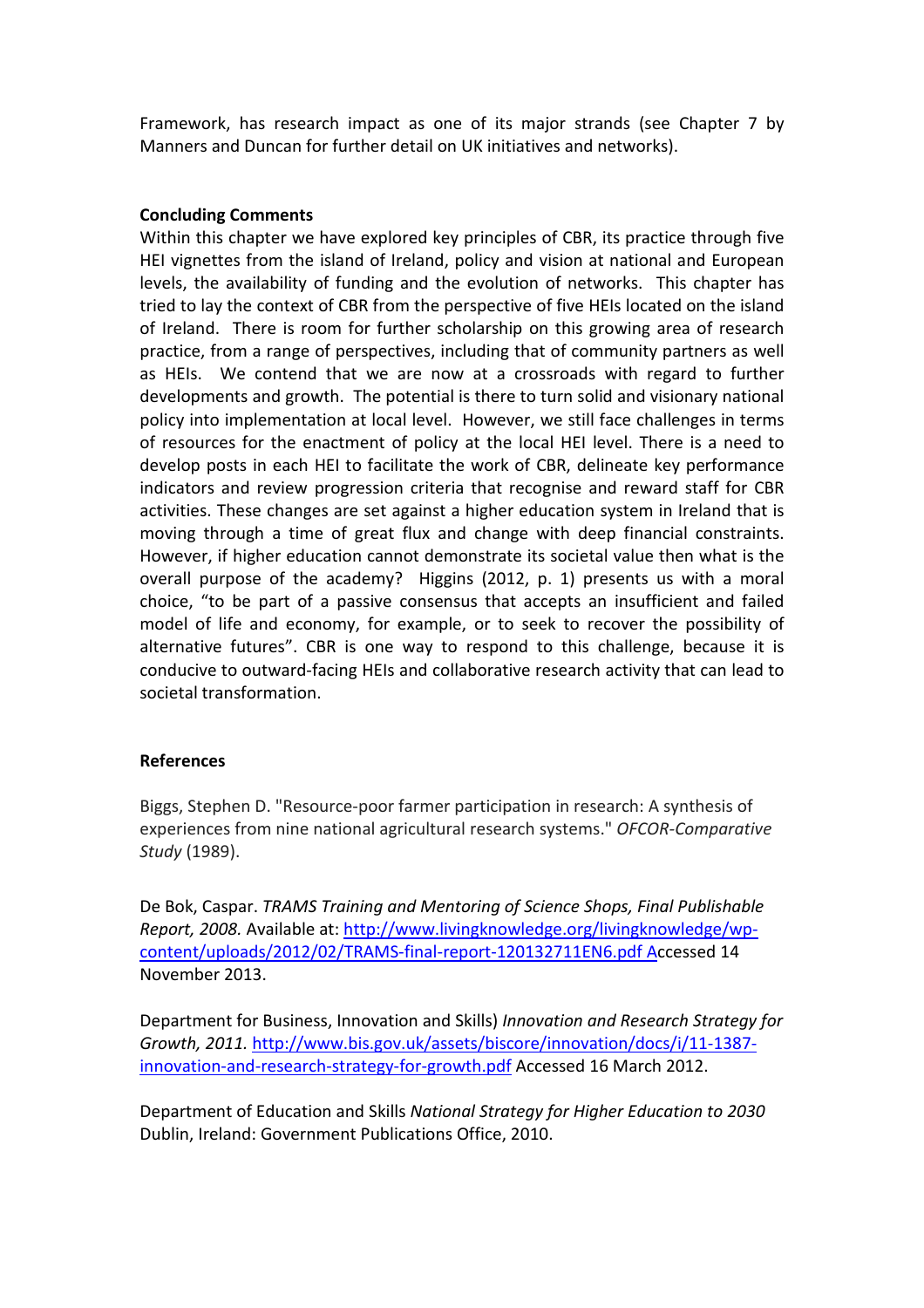Framework, has research impact as one of its major strands (see Chapter 7 by Manners and Duncan for further detail on UK initiatives and networks).

**Concluding Comments**

Within this chapter we have explored key principles of CBR, its practice through five HEI vignettes from the island of Ireland, policy and vision at national and European levels, the availability of funding and the evolution of networks. This chapter has tried to lay the context of CBR from the perspective of five HEIs located on the island of Ireland. There is room for further scholarship on this growing area of research practice, from a range of perspectives, including that of community partners as well as HEIs. We contend that we are now at a crossroads with regard to further developments and growth. The potential is there to turn solid and visionary national policy into implementation at local level. However, we still face challenges in terms of resources for the enactment of policy at the local HEI level. There is a need to develop posts in each HEI to facilitate the work of CBR, delineate key performance indicators and review progression criteria that recognise and reward staff for CBR activities. These changes are set against a higher education system in Ireland that is moving through a time of great flux and change with deep financial constraints. However, if higher education cannot demonstrate its societal value then what is the overall purpose of the academy? Higgins (2012, p. 1) presents us with a moral choice, "to be part of a passive consensus that accepts an insufficient and failed model of life and economy, for example, or to seek to recover the possibility of alternative futures". CBR is one way to respond to this challenge, because it is conducive to outward-facing HEIs and collaborative research activity that can lead to societal transformation.

**References**

Biggs, Stephen D. "Resource-poor farmer participation in research: A synthesis of experiences from nine national agricultural research systems." *OFCOR-Comparative Study* (1989).

De Bok, Caspar. *TRAMS Training and Mentoring of Science Shops, Final Publishable Report, 2008.* Available at: http://www.livingknowledge.org/livingknowledge/wp-content/uploads/2012/02/TRAMS-final-report-120132711EN6.pdf Accessed 14 November 2013.

Department for Business, Innovation and Skills) *Innovation and Research Strategy for Growth, 2011.* http://www.bis.gov.uk/assets/biscore/innovation/docs/i/11-1387-innovation-and-research-strategy-for-growth.pdf Accessed 16 March 2012.

Department of Education and Skills *National Strategy for Higher Education to 2030* Dublin, Ireland: Government Publications Office, 2010.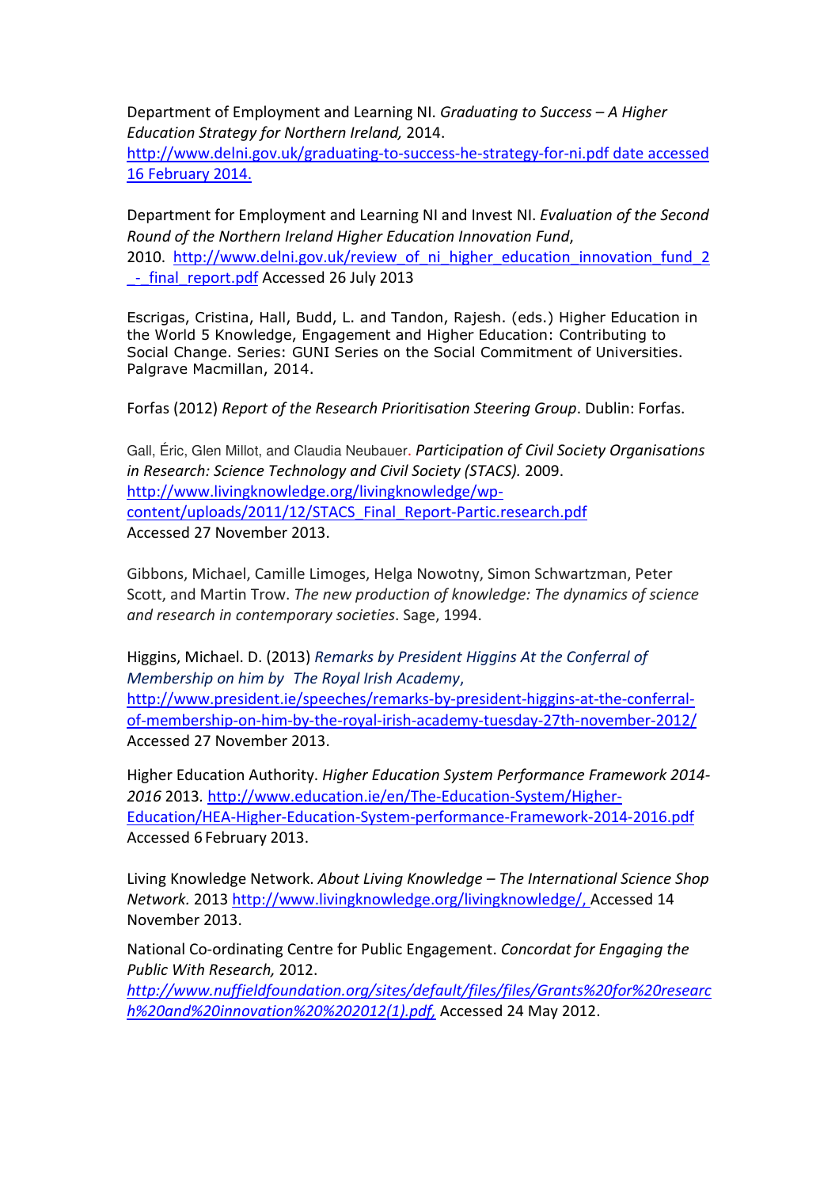Department of Employment and Learning NI. *Graduating to Success – A Higher Education Strategy for Northern Ireland,* 2014. http://www.delni.gov.uk/graduating-to-success-he-strategy-for-ni.pdf date accessed 16 February 2014.

Department for Employment and Learning NI and Invest NI. *Evaluation of the Second Round of the Northern Ireland Higher Education Innovation Fund*, 2010. http://www.delni.gov.uk/review_of_ni_higher_education_innovation_fund_2_-_final_report.pdf Accessed 26 July 2013

Escrigas, Cristina, Hall, Budd, L. and Tandon, Rajesh. (eds.) Higher Education in the World 5 Knowledge, Engagement and Higher Education: Contributing to Social Change. Series: GUNI Series on the Social Commitment of Universities. Palgrave Macmillan, 2014.

Forfas (2012) *Report of the Research Prioritisation Steering Group*. Dublin: Forfas.

Gall, Éric, Glen Millot, and Claudia Neubauer. *Participation of Civil Society Organisations in Research: Science Technology and Civil Society (STACS).* 2009. http://www.livingknowledge.org/livingknowledge/wp-content/uploads/2011/12/STACS_Final_Report-Partic.research.pdf Accessed 27 November 2013.

Gibbons, Michael, Camille Limoges, Helga Nowotny, Simon Schwartzman, Peter Scott, and Martin Trow. *The new production of knowledge: The dynamics of science and research in contemporary societies*. Sage, 1994.

Higgins, Michael. D. (2013) *Remarks by President Higgins At the Conferral of Membership on him by The Royal Irish Academy*, http://www.president.ie/speeches/remarks-by-president-higgins-at-the-conferral-of-membership-on-him-by-the-royal-irish-academy-tuesday-27th-november-2012/ Accessed 27 November 2013.

Higher Education Authority. *Higher Education System Performance Framework 2014-2016* 2013. http://www.education.ie/en/The-Education-System/Higher-Education/HEA-Higher-Education-System-performance-Framework-2014-2016.pdf Accessed 6 February 2013.

Living Knowledge Network. *About Living Knowledge – The International Science Shop Network.* 2013 http://www.livingknowledge.org/livingknowledge/, Accessed 14 November 2013.

National Co-ordinating Centre for Public Engagement. *Concordat for Engaging the Public With Research,* 2012. *http://www.nuffieldfoundation.org/sites/default/files/files/Grants%20for%20research%20and%20innovation%20%202012(1).pdf,* Accessed 24 May 2012.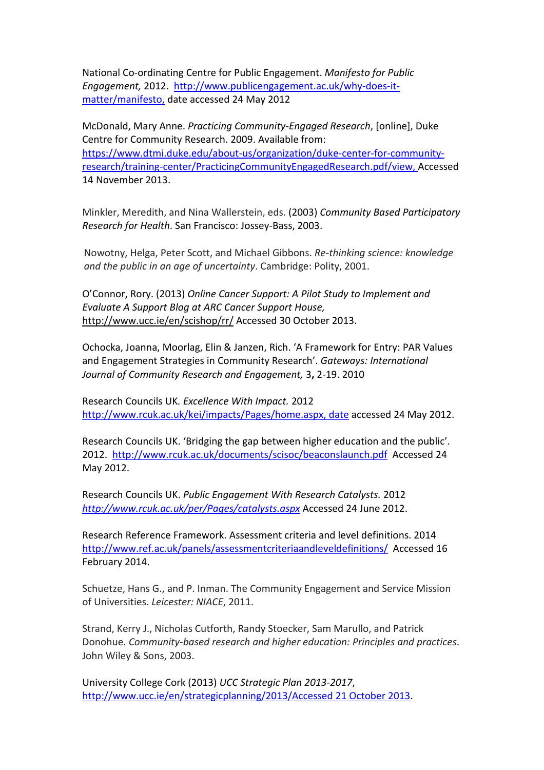National Co-ordinating Centre for Public Engagement. *Manifesto for Public Engagement,* 2012. http://www.publicengagement.ac.uk/why-does-it-matter/manifesto, date accessed 24 May 2012

McDonald, Mary Anne. *Practicing Community-Engaged Research*, [online], Duke Centre for Community Research. 2009. Available from: https://www.dtmi.duke.edu/about-us/organization/duke-center-for-community-research/training-center/PracticingCommunityEngagedResearch.pdf/view, Accessed 14 November 2013.

Minkler, Meredith, and Nina Wallerstein, eds. (2003) *Community Based Participatory Research for Health*. San Francisco: Jossey-Bass, 2003.

Nowotny, Helga, Peter Scott, and Michael Gibbons. *Re-thinking science: knowledge and the public in an age of uncertainty*. Cambridge: Polity, 2001.

O'Connor, Rory. (2013) *Online Cancer Support: A Pilot Study to Implement and Evaluate A Support Blog at ARC Cancer Support House,* http://www.ucc.ie/en/scishop/rr/ Accessed 30 October 2013.

Ochocka, Joanna, Moorlag, Elin & Janzen, Rich. 'A Framework for Entry: PAR Values and Engagement Strategies in Community Research'. *Gateways: International Journal of Community Research and Engagement,* 3**,** 2-19. 2010

Research Councils UK*. Excellence With Impact.* 2012 http://www.rcuk.ac.uk/kei/impacts/Pages/home.aspx, date accessed 24 May 2012.

Research Councils UK. 'Bridging the gap between higher education and the public'. 2012. http://www.rcuk.ac.uk/documents/scisoc/beaconslaunch.pdf Accessed 24 May 2012.

Research Councils UK. *Public Engagement With Research Catalysts.* 2012 *http://www.rcuk.ac.uk/per/Pages/catalysts.aspx* Accessed 24 June 2012.

Research Reference Framework. Assessment criteria and level definitions. 2014 http://www.ref.ac.uk/panels/assessmentcriteriaandleveldefinitions/ Accessed 16 February 2014.

Schuetze, Hans G., and P. Inman. The Community Engagement and Service Mission of Universities. *Leicester: NIACE*, 2011.

Strand, Kerry J., Nicholas Cutforth, Randy Stoecker, Sam Marullo, and Patrick Donohue. *Community-based research and higher education: Principles and practices*. John Wiley & Sons, 2003.

University College Cork (2013) *UCC Strategic Plan 2013-2017*, http://www.ucc.ie/en/strategicplanning/2013/Accessed 21 October 2013.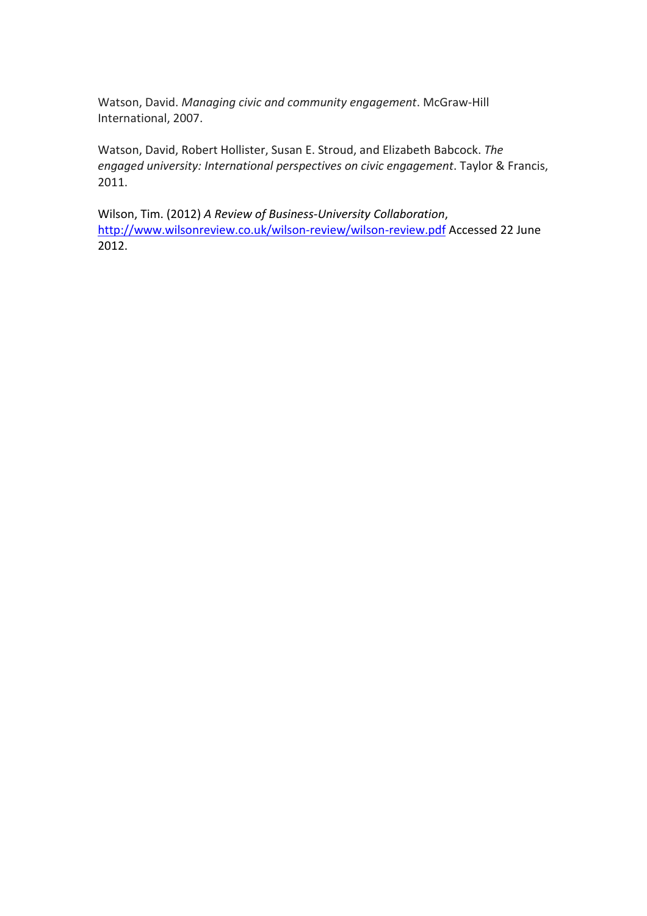Watson, David. *Managing civic and community engagement*. McGraw-Hill International, 2007.

Watson, David, Robert Hollister, Susan E. Stroud, and Elizabeth Babcock. *The engaged university: International perspectives on civic engagement*. Taylor & Francis, 2011.

Wilson, Tim. (2012) *A Review of Business-University Collaboration*, [http://www.wilsonreview.co.uk/wilson-review/wilson-review.pdf](http://www.wilsonreview.co.uk/wilson-review/wilson-review.pdf) Accessed 22 June 2012.